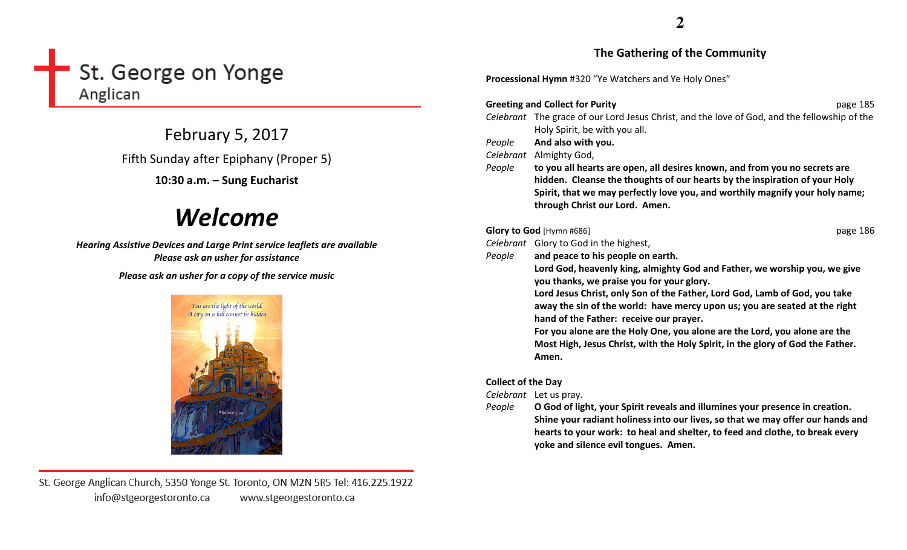# St. George on Yonge
Anglican

## February 5, 2017

Fifth Sunday after Epiphany (Proper 5)

**10:30 a.m. – Sung Eucharist**

# *Welcome*

***Hearing Assistive Devices and Large Print service leaflets are available***
***Please ask an usher for assistance***

***Please ask an usher for a copy of the service music***

St. George Anglican Church, 5350 Yonge St. Toronto, ON M2N 5R5 Tel: 416.225.1922
info@stgeorgestoronto.ca www.stgeorgestoronto.ca

## The Gathering of the Community

**Processional Hymn** #320 "Ye Watchers and Ye Holy Ones"

**Greeting and Collect for Purity** page 185

*Celebrant* The grace of our Lord Jesus Christ, and the love of God, and the fellowship of the Holy Spirit, be with you all.

*People* **And also with you.**

*Celebrant* Almighty God,

*People* **to you all hearts are open, all desires known, and from you no secrets are hidden. Cleanse the thoughts of our hearts by the inspiration of your Holy Spirit, that we may perfectly love you, and worthily magnify your holy name; through Christ our Lord. Amen.**

**Glory to God** [Hymn #686] page 186

*Celebrant* Glory to God in the highest,

*People* **and peace to his people on earth.**
**Lord God, heavenly king, almighty God and Father, we worship you, we give you thanks, we praise you for your glory.**
**Lord Jesus Christ, only Son of the Father, Lord God, Lamb of God, you take away the sin of the world: have mercy upon us; you are seated at the right hand of the Father: receive our prayer.**
**For you alone are the Holy One, you alone are the Lord, you alone are the Most High, Jesus Christ, with the Holy Spirit, in the glory of God the Father. Amen.**

**Collect of the Day**

*Celebrant* Let us pray.

*People* **O God of light, your Spirit reveals and illumines your presence in creation. Shine your radiant holiness into our lives, so that we may offer our hands and hearts to your work: to heal and shelter, to feed and clothe, to break every yoke and silence evil tongues. Amen.**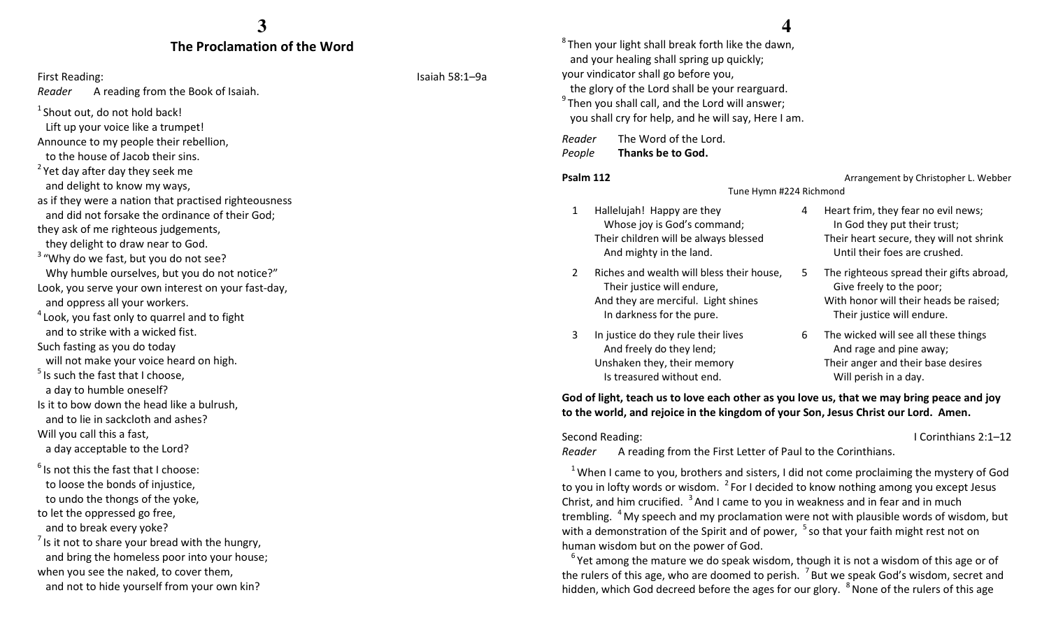## The Proclamation of the Word

First Reading: Isaiah 58:1–9a

*Reader* A reading from the Book of Isaiah.

[1] Shout out, do not hold back!
  Lift up your voice like a trumpet!
Announce to my people their rebellion,
  to the house of Jacob their sins.
[2] Yet day after day they seek me
  and delight to know my ways,
as if they were a nation that practised righteousness
  and did not forsake the ordinance of their God;
they ask of me righteous judgements,
  they delight to draw near to God.
[3] "Why do we fast, but you do not see?
  Why humble ourselves, but you do not notice?"
Look, you serve your own interest on your fast-day,
  and oppress all your workers.
[4] Look, you fast only to quarrel and to fight
  and to strike with a wicked fist.
Such fasting as you do today
  will not make your voice heard on high.
[5] Is such the fast that I choose,
  a day to humble oneself?
Is it to bow down the head like a bulrush,
  and to lie in sackcloth and ashes?
Will you call this a fast,
  a day acceptable to the Lord?

[6] Is not this the fast that I choose:
  to loose the bonds of injustice,
  to undo the thongs of the yoke,
to let the oppressed go free,
  and to break every yoke?
[7] Is it not to share your bread with the hungry,
  and bring the homeless poor into your house;
when you see the naked, to cover them,
  and not to hide yourself from your own kin?
[8] Then your light shall break forth like the dawn,
  and your healing shall spring up quickly;
your vindicator shall go before you,
  the glory of the Lord shall be your rearguard.
[9] Then you shall call, and the Lord will answer;
  you shall cry for help, and he will say, Here I am.

*Reader* The Word of the Lord.
*People* **Thanks be to God.**

**Psalm 112** Arrangement by Christopher L. Webber

Tune Hymn #224 Richmond

1 Hallelujah! Happy are they
  Whose joy is God's command;
Their children will be always blessed
  And mighty in the land.

2 Riches and wealth will bless their house,
  Their justice will endure,
And they are merciful. Light shines
  In darkness for the pure.

3 In justice do they rule their lives
  And freely do they lend;
Unshaken they, their memory
  Is treasured without end.

4 Heart frim, they fear no evil news;
  In God they put their trust;
Their heart secure, they will not shrink
  Until their foes are crushed.

5 The righteous spread their gifts abroad,
  Give freely to the poor;
With honor will their heads be raised;
  Their justice will endure.

6 The wicked will see all these things
  And rage and pine away;
Their anger and their base desires
  Will perish in a day.

**God of light, teach us to love each other as you love us, that we may bring peace and joy to the world, and rejoice in the kingdom of your Son, Jesus Christ our Lord. Amen.**

Second Reading: I Corinthians 2:1–12

*Reader* A reading from the First Letter of Paul to the Corinthians.

[1] When I came to you, brothers and sisters, I did not come proclaiming the mystery of God to you in lofty words or wisdom. [2] For I decided to know nothing among you except Jesus Christ, and him crucified. [3] And I came to you in weakness and in fear and in much trembling. [4] My speech and my proclamation were not with plausible words of wisdom, but with a demonstration of the Spirit and of power, [5] so that your faith might rest not on human wisdom but on the power of God.

[6] Yet among the mature we do speak wisdom, though it is not a wisdom of this age or of the rulers of this age, who are doomed to perish. [7] But we speak God's wisdom, secret and hidden, which God decreed before the ages for our glory. [8] None of the rulers of this age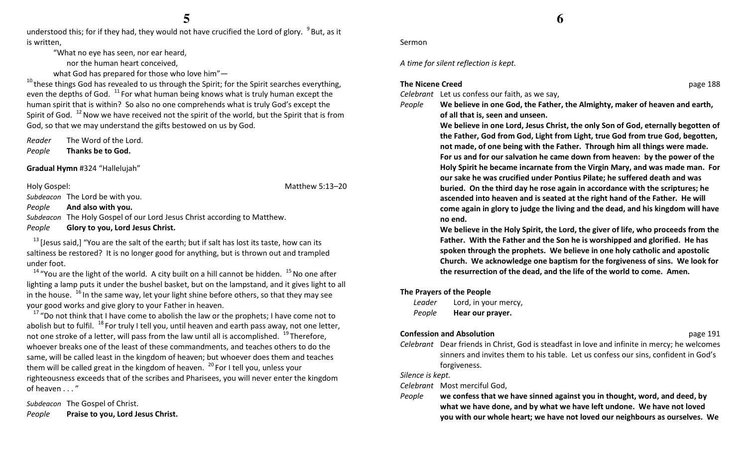understood this; for if they had, they would not have crucified the Lord of glory. [9] But, as it is written,

> "What no eye has seen, nor ear heard,
> nor the human heart conceived,
> what God has prepared for those who love him"—

[10] these things God has revealed to us through the Spirit; for the Spirit searches everything, even the depths of God. [11] For what human being knows what is truly human except the human spirit that is within? So also no one comprehends what is truly God's except the Spirit of God. [12] Now we have received not the spirit of the world, but the Spirit that is from God, so that we may understand the gifts bestowed on us by God.

*Reader* The Word of the Lord.
*People* **Thanks be to God.**

**Gradual Hymn** #324 "Hallelujah"

Holy Gospel: Matthew 5:13–20

*Subdeacon* The Lord be with you.
*People* **And also with you.**
*Subdeacon* The Holy Gospel of our Lord Jesus Christ according to Matthew.
*People* **Glory to you, Lord Jesus Christ.**

[13] [Jesus said,] "You are the salt of the earth; but if salt has lost its taste, how can its saltiness be restored? It is no longer good for anything, but is thrown out and trampled under foot.

[14] "You are the light of the world. A city built on a hill cannot be hidden. [15] No one after lighting a lamp puts it under the bushel basket, but on the lampstand, and it gives light to all in the house. [16] In the same way, let your light shine before others, so that they may see your good works and give glory to your Father in heaven.

[17] "Do not think that I have come to abolish the law or the prophets; I have come not to abolish but to fulfil. [18] For truly I tell you, until heaven and earth pass away, not one letter, not one stroke of a letter, will pass from the law until all is accomplished. [19] Therefore, whoever breaks one of the least of these commandments, and teaches others to do the same, will be called least in the kingdom of heaven; but whoever does them and teaches them will be called great in the kingdom of heaven. [20] For I tell you, unless your righteousness exceeds that of the scribes and Pharisees, you will never enter the kingdom of heaven . . . "

*Subdeacon* The Gospel of Christ.
*People* **Praise to you, Lord Jesus Christ.**

Sermon

*A time for silent reflection is kept.*

**The Nicene Creed** page 188

*Celebrant* Let us confess our faith, as we say,
*People* **We believe in one God, the Father, the Almighty, maker of heaven and earth, of all that is, seen and unseen.**
**We believe in one Lord, Jesus Christ, the only Son of God, eternally begotten of the Father, God from God, Light from Light, true God from true God, begotten, not made, of one being with the Father. Through him all things were made. For us and for our salvation he came down from heaven: by the power of the Holy Spirit he became incarnate from the Virgin Mary, and was made man. For our sake he was crucified under Pontius Pilate; he suffered death and was buried. On the third day he rose again in accordance with the scriptures; he ascended into heaven and is seated at the right hand of the Father. He will come again in glory to judge the living and the dead, and his kingdom will have no end.**
**We believe in the Holy Spirit, the Lord, the giver of life, who proceeds from the Father. With the Father and the Son he is worshipped and glorified. He has spoken through the prophets. We believe in one holy catholic and apostolic Church. We acknowledge one baptism for the forgiveness of sins. We look for the resurrection of the dead, and the life of the world to come. Amen.**

**The Prayers of the People**

*Leader* Lord, in your mercy,
*People* **Hear our prayer.**

**Confession and Absolution** page 191

*Celebrant* Dear friends in Christ, God is steadfast in love and infinite in mercy; he welcomes sinners and invites them to his table. Let us confess our sins, confident in God's forgiveness.

*Silence is kept.*

*Celebrant* Most merciful God,
*People* **we confess that we have sinned against you in thought, word, and deed, by what we have done, and by what we have left undone. We have not loved you with our whole heart; we have not loved our neighbours as ourselves. We**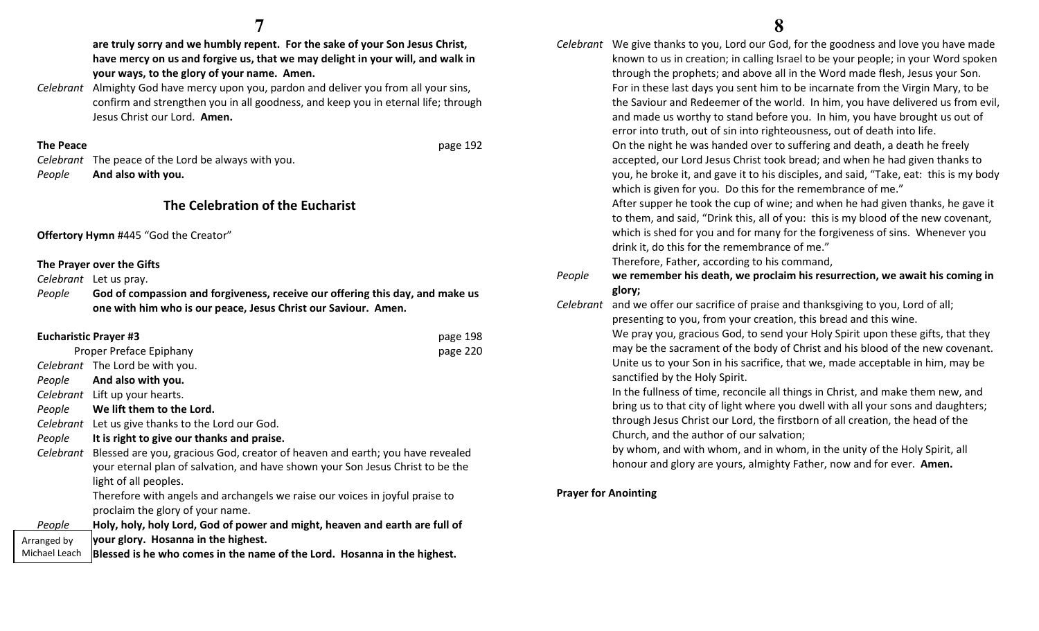**are truly sorry and we humbly repent. For the sake of your Son Jesus Christ, have mercy on us and forgive us, that we may delight in your will, and walk in your ways, to the glory of your name. Amen.**

*Celebrant* Almighty God have mercy upon you, pardon and deliver you from all your sins, confirm and strengthen you in all goodness, and keep you in eternal life; through Jesus Christ our Lord. **Amen.**

**The Peace** page 192

*Celebrant* The peace of the Lord be always with you.
*People* **And also with you.**

## The Celebration of the Eucharist

**Offertory Hymn** #445 "God the Creator"

**The Prayer over the Gifts**

*Celebrant* Let us pray.
*People* **God of compassion and forgiveness, receive our offering this day, and make us one with him who is our peace, Jesus Christ our Saviour. Amen.**

**Eucharistic Prayer #3** page 198
Proper Preface Epiphany page 220

*Celebrant* The Lord be with you.
*People* **And also with you.**
*Celebrant* Lift up your hearts.
*People* **We lift them to the Lord.**
*Celebrant* Let us give thanks to the Lord our God.
*People* **It is right to give our thanks and praise.**
*Celebrant* Blessed are you, gracious God, creator of heaven and earth; you have revealed your eternal plan of salvation, and have shown your Son Jesus Christ to be the light of all peoples.
Therefore with angels and archangels we raise our voices in joyful praise to proclaim the glory of your name.
*People* **Holy, holy, holy Lord, God of power and might, heaven and earth are full of your glory. Hosanna in the highest.**
**Blessed is he who comes in the name of the Lord. Hosanna in the highest.**

Arranged by Michael Leach

*Celebrant* We give thanks to you, Lord our God, for the goodness and love you have made known to us in creation; in calling Israel to be your people; in your Word spoken through the prophets; and above all in the Word made flesh, Jesus your Son.
For in these last days you sent him to be incarnate from the Virgin Mary, to be the Saviour and Redeemer of the world. In him, you have delivered us from evil, and made us worthy to stand before you. In him, you have brought us out of error into truth, out of sin into righteousness, out of death into life.
On the night he was handed over to suffering and death, a death he freely accepted, our Lord Jesus Christ took bread; and when he had given thanks to you, he broke it, and gave it to his disciples, and said, "Take, eat: this is my body which is given for you. Do this for the remembrance of me."
After supper he took the cup of wine; and when he had given thanks, he gave it to them, and said, "Drink this, all of you: this is my blood of the new covenant, which is shed for you and for many for the forgiveness of sins. Whenever you drink it, do this for the remembrance of me."
Therefore, Father, according to his command,
*People* **we remember his death, we proclaim his resurrection, we await his coming in glory;**
*Celebrant* and we offer our sacrifice of praise and thanksgiving to you, Lord of all; presenting to you, from your creation, this bread and this wine.
We pray you, gracious God, to send your Holy Spirit upon these gifts, that they may be the sacrament of the body of Christ and his blood of the new covenant. Unite us to your Son in his sacrifice, that we, made acceptable in him, may be sanctified by the Holy Spirit.
In the fullness of time, reconcile all things in Christ, and make them new, and bring us to that city of light where you dwell with all your sons and daughters; through Jesus Christ our Lord, the firstborn of all creation, the head of the Church, and the author of our salvation;
by whom, and with whom, and in whom, in the unity of the Holy Spirit, all honour and glory are yours, almighty Father, now and for ever. **Amen.**

**Prayer for Anointing**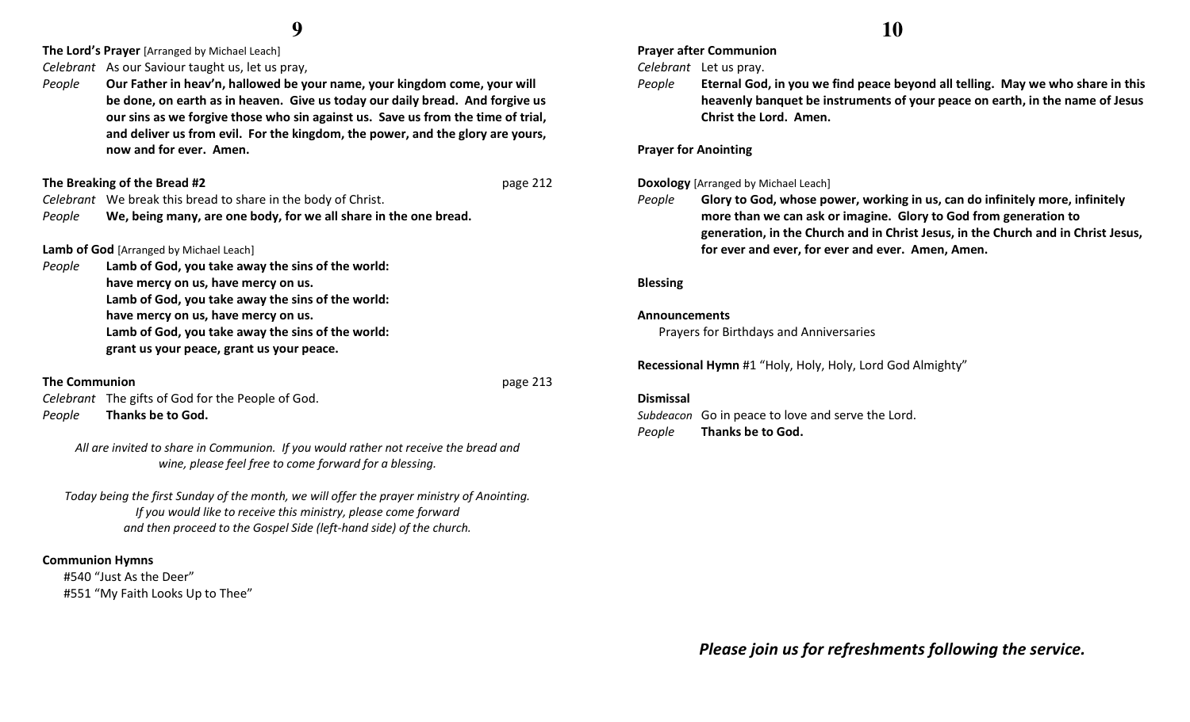**The Lord's Prayer** [Arranged by Michael Leach]

*Celebrant* As our Saviour taught us, let us pray,

*People* **Our Father in heav'n, hallowed be your name, your kingdom come, your will be done, on earth as in heaven. Give us today our daily bread. And forgive us our sins as we forgive those who sin against us. Save us from the time of trial, and deliver us from evil. For the kingdom, the power, and the glory are yours, now and for ever. Amen.**

**The Breaking of the Bread #2** page 212

*Celebrant* We break this bread to share in the body of Christ.

*People* **We, being many, are one body, for we all share in the one bread.**

**Lamb of God** [Arranged by Michael Leach]

*People* **Lamb of God, you take away the sins of the world:**
**have mercy on us, have mercy on us.**
**Lamb of God, you take away the sins of the world:**
**have mercy on us, have mercy on us.**
**Lamb of God, you take away the sins of the world:**
**grant us your peace, grant us your peace.**

**The Communion** page 213

*Celebrant* The gifts of God for the People of God.

*People* **Thanks be to God.**

*All are invited to share in Communion. If you would rather not receive the bread and wine, please feel free to come forward for a blessing.*

*Today being the first Sunday of the month, we will offer the prayer ministry of Anointing. If you would like to receive this ministry, please come forward and then proceed to the Gospel Side (left-hand side) of the church.*

**Communion Hymns**

#540 "Just As the Deer"
#551 "My Faith Looks Up to Thee"

**Prayer after Communion**

*Celebrant* Let us pray.

*People* **Eternal God, in you we find peace beyond all telling. May we who share in this heavenly banquet be instruments of your peace on earth, in the name of Jesus Christ the Lord. Amen.**

**Prayer for Anointing**

**Doxology** [Arranged by Michael Leach]

*People* **Glory to God, whose power, working in us, can do infinitely more, infinitely more than we can ask or imagine. Glory to God from generation to generation, in the Church and in Christ Jesus, in the Church and in Christ Jesus, for ever and ever, for ever and ever. Amen, Amen.**

**Blessing**

**Announcements**

Prayers for Birthdays and Anniversaries

**Recessional Hymn** #1 "Holy, Holy, Holy, Lord God Almighty"

**Dismissal**

*Subdeacon* Go in peace to love and serve the Lord.

*People* **Thanks be to God.**

***Please join us for refreshments following the service.***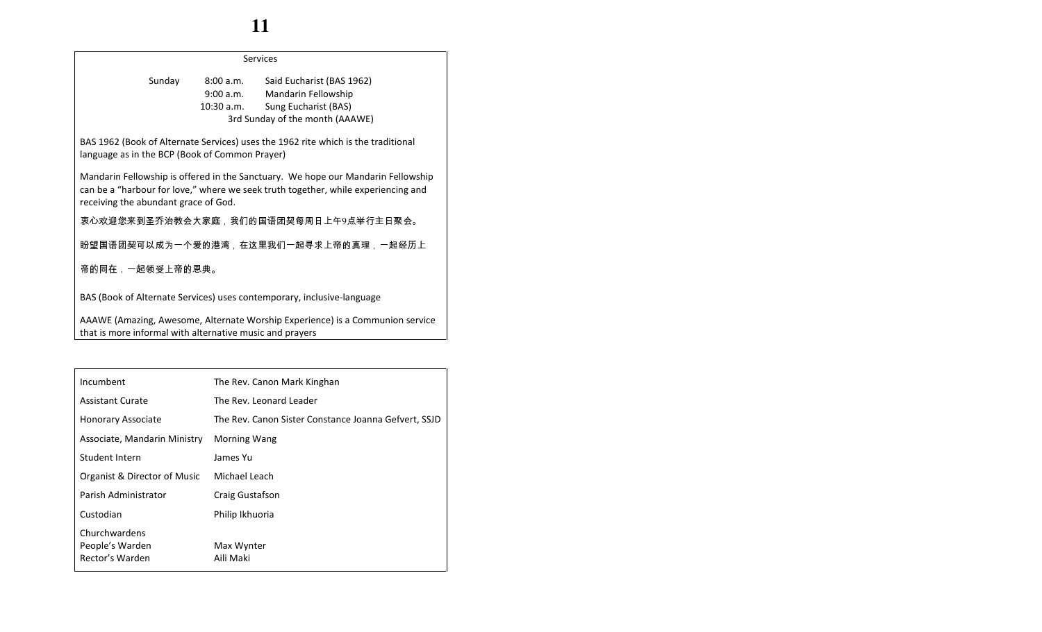## Services

| | | |
|---|---|---|
| Sunday | 8:00 a.m. | Said Eucharist (BAS 1962) |
| | 9:00 a.m. | Mandarin Fellowship |
| | 10:30 a.m. | Sung Eucharist (BAS) |
| | | 3rd Sunday of the month (AAAWE) |

BAS 1962 (Book of Alternate Services) uses the 1962 rite which is the traditional language as in the BCP (Book of Common Prayer)

Mandarin Fellowship is offered in the Sanctuary. We hope our Mandarin Fellowship can be a "harbour for love," where we seek truth together, while experiencing and receiving the abundant grace of God.

衷心欢迎您来到圣乔治教会大家庭，我们的国语团契每周日上午9点举行主日聚会。

盼望国语团契可以成为一个爱的港湾，在这里我们一起寻求上帝的真理，一起经历上帝的同在，一起领受上帝的恩典。

BAS (Book of Alternate Services) uses contemporary, inclusive-language

AAAWE (Amazing, Awesome, Alternate Worship Experience) is a Communion service that is more informal with alternative music and prayers

| | |
|---|---|
| Incumbent | The Rev. Canon Mark Kinghan |
| Assistant Curate | The Rev. Leonard Leader |
| Honorary Associate | The Rev. Canon Sister Constance Joanna Gefvert, SSJD |
| Associate, Mandarin Ministry | Morning Wang |
| Student Intern | James Yu |
| Organist & Director of Music | Michael Leach |
| Parish Administrator | Craig Gustafson |
| Custodian | Philip Ikhuoria |
| Churchwardens | |
| People's Warden | Max Wynter |
| Rector's Warden | Aili Maki |